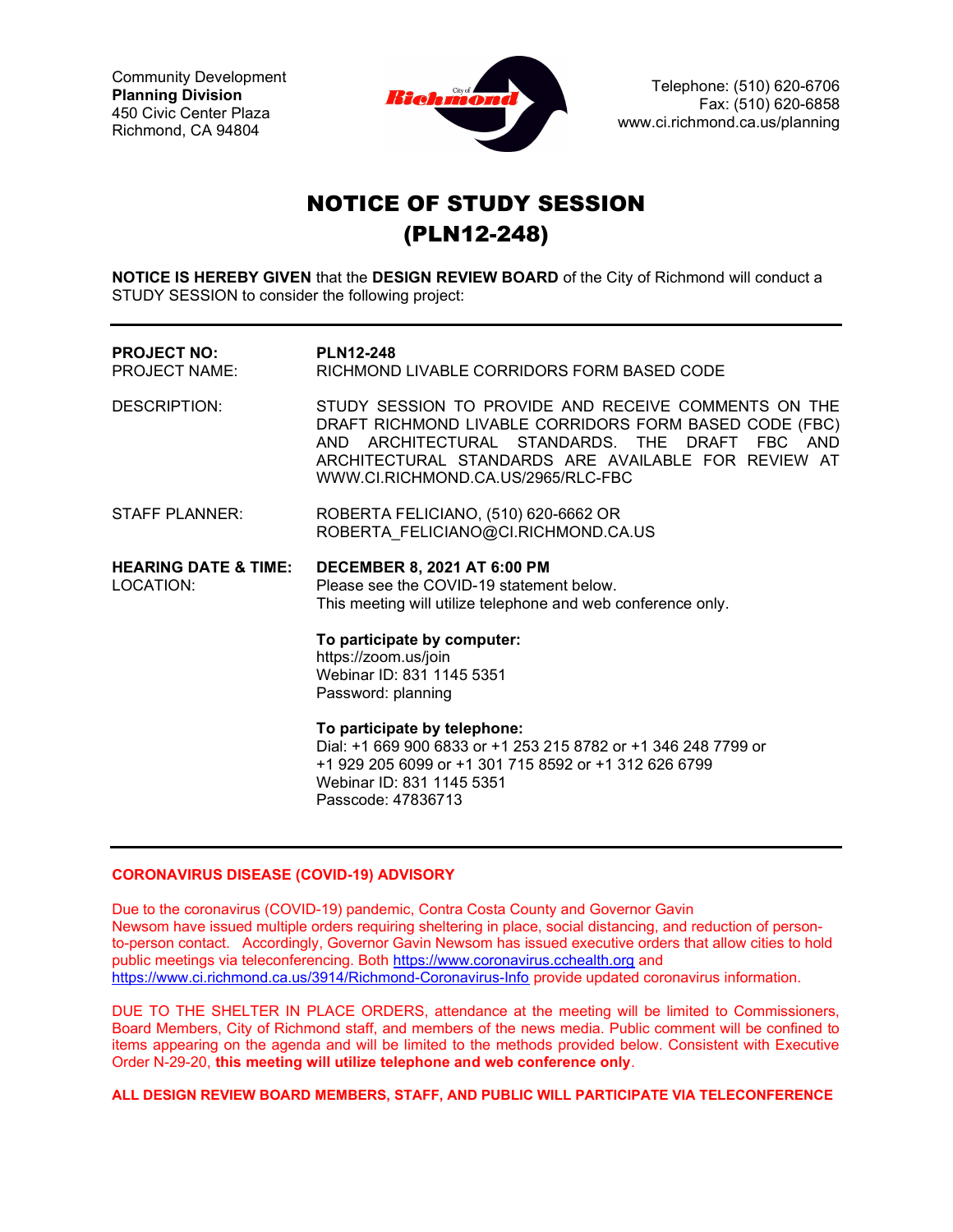Community Development
**Planning Division**
450 Civic Center Plaza
Richmond, CA 94804

Telephone: (510) 620-6706
Fax: (510) 620-6858
www.ci.richmond.ca.us/planning

# NOTICE OF STUDY SESSION (PLN12-248)

**NOTICE IS HEREBY GIVEN** that the **DESIGN REVIEW BOARD** of the City of Richmond will conduct a STUDY SESSION to consider the following project:

---

**PROJECT NO:** **PLN12-248**
PROJECT NAME: RICHMOND LIVABLE CORRIDORS FORM BASED CODE

DESCRIPTION: STUDY SESSION TO PROVIDE AND RECEIVE COMMENTS ON THE DRAFT RICHMOND LIVABLE CORRIDORS FORM BASED CODE (FBC) AND ARCHITECTURAL STANDARDS. THE DRAFT FBC AND ARCHITECTURAL STANDARDS ARE AVAILABLE FOR REVIEW AT WWW.CI.RICHMOND.CA.US/2965/RLC-FBC

STAFF PLANNER: ROBERTA FELICIANO, (510) 620-6662 OR ROBERTA_FELICIANO@CI.RICHMOND.CA.US

**HEARING DATE & TIME:** **DECEMBER 8, 2021 AT 6:00 PM**
LOCATION: Please see the COVID-19 statement below.
This meeting will utilize telephone and web conference only.

**To participate by computer:**
https://zoom.us/join
Webinar ID: 831 1145 5351
Password: planning

**To participate by telephone:**
Dial: +1 669 900 6833 or +1 253 215 8782 or +1 346 248 7799 or +1 929 205 6099 or +1 301 715 8592 or +1 312 626 6799
Webinar ID: 831 1145 5351
Passcode: 47836713

---

**CORONAVIRUS DISEASE (COVID-19) ADVISORY**

Due to the coronavirus (COVID-19) pandemic, Contra Costa County and Governor Gavin Newsom have issued multiple orders requiring sheltering in place, social distancing, and reduction of person-to-person contact. Accordingly, Governor Gavin Newsom has issued executive orders that allow cities to hold public meetings via teleconferencing. Both https://www.coronavirus.cchealth.org and https://www.ci.richmond.ca.us/3914/Richmond-Coronavirus-Info provide updated coronavirus information.

DUE TO THE SHELTER IN PLACE ORDERS, attendance at the meeting will be limited to Commissioners, Board Members, City of Richmond staff, and members of the news media. Public comment will be confined to items appearing on the agenda and will be limited to the methods provided below. Consistent with Executive Order N-29-20, **this meeting will utilize telephone and web conference only**.

**ALL DESIGN REVIEW BOARD MEMBERS, STAFF, AND PUBLIC WILL PARTICIPATE VIA TELECONFERENCE**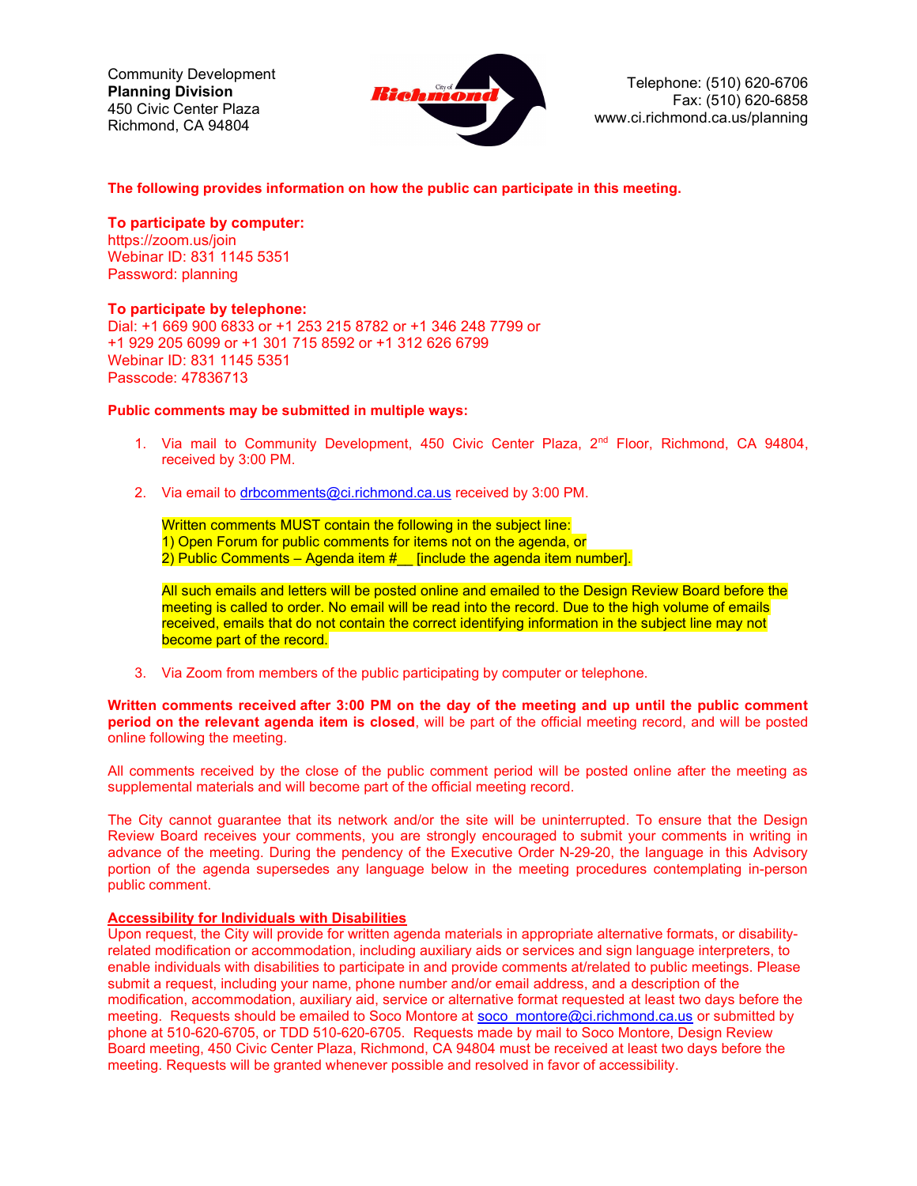Community Development
**Planning Division**
450 Civic Center Plaza
Richmond, CA 94804

Telephone: (510) 620-6706
Fax: (510) 620-6858
www.ci.richmond.ca.us/planning

**The following provides information on how the public can participate in this meeting.**

**To participate by computer:**
https://zoom.us/join
Webinar ID: 831 1145 5351
Password: planning

**To participate by telephone:**
Dial: +1 669 900 6833 or +1 253 215 8782 or +1 346 248 7799 or
+1 929 205 6099 or +1 301 715 8592 or +1 312 626 6799
Webinar ID: 831 1145 5351
Passcode: 47836713

**Public comments may be submitted in multiple ways:**

1. Via mail to Community Development, 450 Civic Center Plaza, 2nd Floor, Richmond, CA 94804, received by 3:00 PM.

2. Via email to drbcomments@ci.richmond.ca.us received by 3:00 PM.

   Written comments MUST contain the following in the subject line:
   1) Open Forum for public comments for items not on the agenda, or
   2) Public Comments – Agenda item #__ [include the agenda item number].

   All such emails and letters will be posted online and emailed to the Design Review Board before the meeting is called to order. No email will be read into the record. Due to the high volume of emails received, emails that do not contain the correct identifying information in the subject line may not become part of the record.

3. Via Zoom from members of the public participating by computer or telephone.

**Written comments received after 3:00 PM on the day of the meeting and up until the public comment period on the relevant agenda item is closed**, will be part of the official meeting record, and will be posted online following the meeting.

All comments received by the close of the public comment period will be posted online after the meeting as supplemental materials and will become part of the official meeting record.

The City cannot guarantee that its network and/or the site will be uninterrupted. To ensure that the Design Review Board receives your comments, you are strongly encouraged to submit your comments in writing in advance of the meeting. During the pendency of the Executive Order N-29-20, the language in this Advisory portion of the agenda supersedes any language below in the meeting procedures contemplating in-person public comment.

**Accessibility for Individuals with Disabilities**

Upon request, the City will provide for written agenda materials in appropriate alternative formats, or disability-related modification or accommodation, including auxiliary aids or services and sign language interpreters, to enable individuals with disabilities to participate in and provide comments at/related to public meetings. Please submit a request, including your name, phone number and/or email address, and a description of the modification, accommodation, auxiliary aid, service or alternative format requested at least two days before the meeting. Requests should be emailed to Soco Montore at soco_montore@ci.richmond.ca.us or submitted by phone at 510-620-6705, or TDD 510-620-6705. Requests made by mail to Soco Montore, Design Review Board meeting, 450 Civic Center Plaza, Richmond, CA 94804 must be received at least two days before the meeting. Requests will be granted whenever possible and resolved in favor of accessibility.